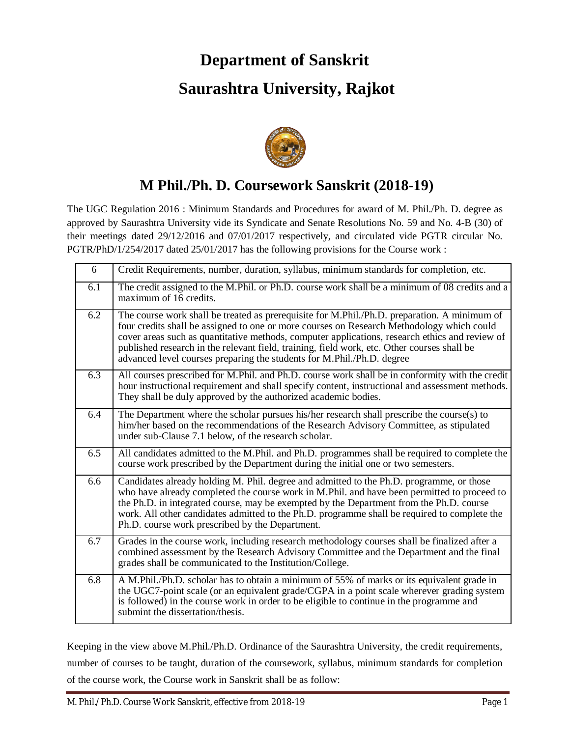# Department of Sanskrit

# Saurashtra University, Rajkot

## M Phil./Ph. D. Coursework Sanskrit (2018-19)

The UGC Regulation 2016 : Minimum Standards and Procedures for award of M. Phil./Ph. D. degree as approved by Saurashtra University vide its Syndicate and Senate Resolutions No. 59 and No. 4-B (30) of their meetings dated 29/12/2016 and 07/01/2017 respectively, and circulated vide PGTR circular No. PGTR/PhD/1/254/2017 dated 25/01/2017 has the following provisions for the Course work :

| | |
|---|---|
| 6 | Credit Requirements, number, duration, syllabus, minimum standards for completion, etc. |
| 6.1 | The credit assigned to the M.Phil. or Ph.D. course work shall be a minimum of 08 credits and a maximum of 16 credits. |
| 6.2 | The course work shall be treated as prerequisite for M.Phil./Ph.D. preparation. A minimum of four credits shall be assigned to one or more courses on Research Methodology which could cover areas such as quantitative methods, computer applications, research ethics and review of published research in the relevant field, training, field work, etc. Other courses shall be advanced level courses preparing the students for M.Phil./Ph.D. degree |
| 6.3 | All courses prescribed for M.Phil. and Ph.D. course work shall be in conformity with the credit hour instructional requirement and shall specify content, instructional and assessment methods. They shall be duly approved by the authorized academic bodies. |
| 6.4 | The Department where the scholar pursues his/her research shall prescribe the course(s) to him/her based on the recommendations of the Research Advisory Committee, as stipulated under sub-Clause 7.1 below, of the research scholar. |
| 6.5 | All candidates admitted to the M.Phil. and Ph.D. programmes shall be required to complete the course work prescribed by the Department during the initial one or two semesters. |
| 6.6 | Candidates already holding M. Phil. degree and admitted to the Ph.D. programme, or those who have already completed the course work in M.Phil. and have been permitted to proceed to the Ph.D. in integrated course, may be exempted by the Department from the Ph.D. course work. All other candidates admitted to the Ph.D. programme shall be required to complete the Ph.D. course work prescribed by the Department. |
| 6.7 | Grades in the course work, including research methodology courses shall be finalized after a combined assessment by the Research Advisory Committee and the Department and the final grades shall be communicated to the Institution/College. |
| 6.8 | A M.Phil./Ph.D. scholar has to obtain a minimum of 55% of marks or its equivalent grade in the UGC7-point scale (or an equivalent grade/CGPA in a point scale wherever grading system is followed) in the course work in order to be eligible to continue in the programme and submint the dissertation/thesis. |

Keeping in the view above M.Phil./Ph.D. Ordinance of the Saurashtra University, the credit requirements, number of courses to be taught, duration of the coursework, syllabus, minimum standards for completion of the course work, the Course work in Sanskrit shall be as follow: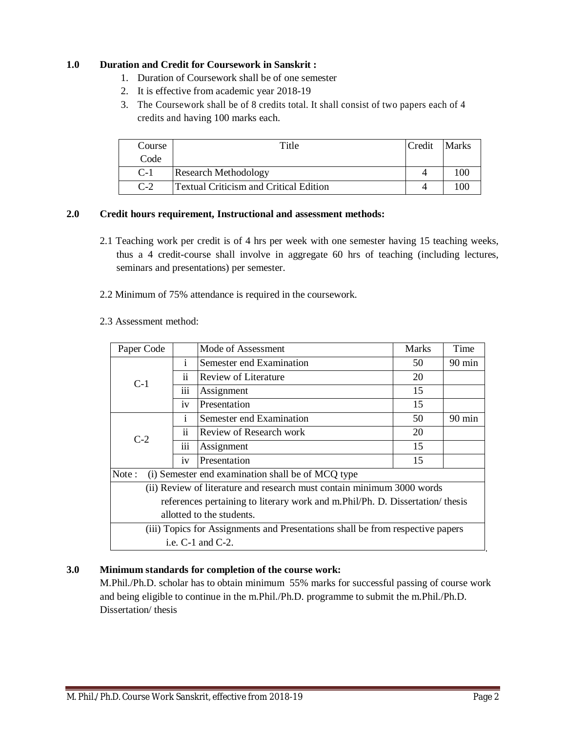## 1.0 Duration and Credit for Coursework in Sanskrit :

1. Duration of Coursework shall be of one semester
2. It is effective from academic year 2018-19
3. The Coursework shall be of 8 credits total. It shall consist of two papers each of 4 credits and having 100 marks each.

| Course Code | Title | Credit | Marks |
|---|---|---|---|
| C-1 | Research Methodology | 4 | 100 |
| C-2 | Textual Criticism and Critical Edition | 4 | 100 |

## 2.0 Credit hours requirement, Instructional and assessment methods:

2.1 Teaching work per credit is of 4 hrs per week with one semester having 15 teaching weeks, thus a 4 credit-course shall involve in aggregate 60 hrs of teaching (including lectures, seminars and presentations) per semester.

2.2 Minimum of 75% attendance is required in the coursework.

2.3 Assessment method:

| Paper Code | | Mode of Assessment | Marks | Time |
|---|---|---|---|---|
| C-1 | i | Semester end Examination | 50 | 90 min |
| | ii | Review of Literature | 20 | |
| | iii | Assignment | 15 | |
| | iv | Presentation | 15 | |
| C-2 | i | Semester end Examination | 50 | 90 min |
| | ii | Review of Research work | 20 | |
| | iii | Assignment | 15 | |
| | iv | Presentation | 15 | |
| Note : (i) Semester end examination shall be of MCQ type | | | | |
| (ii) Review of literature and research must contain minimum 3000 words references pertaining to literary work and m.Phil/Ph. D. Dissertation/ thesis allotted to the students. | | | | |
| (iii) Topics for Assignments and Presentations shall be from respective papers i.e. C-1 and C-2. | | | | |

## 3.0 Minimum standards for completion of the course work:

M.Phil./Ph.D. scholar has to obtain minimum 55% marks for successful passing of course work and being eligible to continue in the m.Phil./Ph.D. programme to submit the m.Phil./Ph.D. Dissertation/ thesis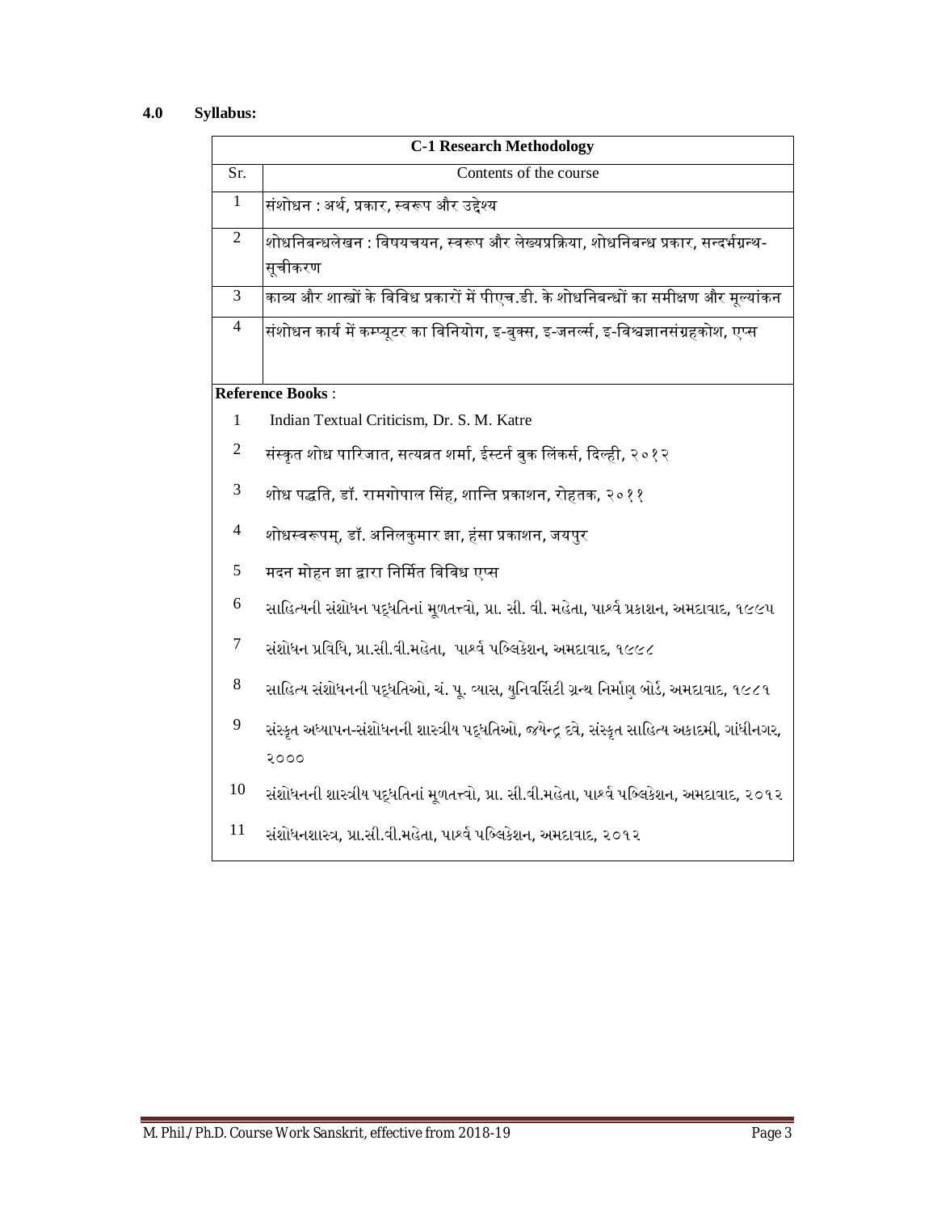**4.0 Syllabus:**

| C-1 Research Methodology | |
|---|---|
| Sr. | Contents of the course |
| 1 | संशोधन : अर्थ, प्रकार, स्वरूप और उद्देश्य |
| 2 | शोधनिबन्धलेखन : विषयचयन, स्वरूप और लेख्यप्रक्रिया, शोधनिबन्ध प्रकार, सन्दर्भग्रन्थ-सूचीकरण |
| 3 | काव्य और शास्त्रों के विविध प्रकारों में पीएच.डी. के शोधनिबन्धों का समीक्षण और मूल्यांकन |
| 4 | संशोधन कार्य में कम्प्यूटर का विनियोग, इ-बुक्स, इ-जनर्ल्स, इ-विश्वज्ञानसंग्रहकोश, एप्स |
| **Reference Books** : | |
| 1 | Indian Textual Criticism, Dr. S. M. Katre |
| 2 | संस्कृत शोध पारिजात, सत्यव्रत शर्मा, ईस्टर्न बुक लिंकर्स, दिल्ही, २०१२ |
| 3 | शोध पद्धति, डॉ. रामगोपाल सिंह, शान्ति प्रकाशन, रोहतक, २०११ |
| 4 | शोधस्वरूपम्, डॉ. अनिलकुमार झा, हंसा प्रकाशन, जयपुर |
| 5 | मदन मोहन झा द्वारा निर्मित विविध एप्स |
| 6 | સાહિત્યની સંશોધન પદ્ધતિનાં મૂળતત્ત્વો, પ્રા. સી. વી. મહેતા, પાર્શ્વ પ્રકાશન, અમદાવાદ, ૧૯૯૫ |
| 7 | સંશોધન પ્રવિધિ, પ્રા.સી.વી.મહેતા, પાર્શ્વ પબ્લિકેશન, અમદાવાદ, ૧૯૯૮ |
| 8 | સાહિત્ય સંશોધનની પદ્ધતિઓ, ચં. પૂ. વ્યાસ, યુનિવર્સિટી ગ્રન્થ નિર્માણ બોર્ડ, અમદાવાદ, ૧૯૮૧ |
| 9 | સંસ્કૃત અધ્યાપન-સંશોધનની શાસ્ત્રીય પદ્ધતિઓ, જયેન્દ્ર દવે, સંસ્કૃત સાહિત્ય અકાદમી, ગાંધીનગર, ૨૦૦૦ |
| 10 | સંશોધનની શાસ્ત્રીય પદ્ધતિનાં મૂળતત્ત્વો, પ્રા. સી.વી.મહેતા, પાર્શ્વ પબ્લિકેશન, અમદાવાદ, ૨૦૧૨ |
| 11 | સંશોધનશાસ્ત્ર, પ્રા.સી.વી.મહેતા, પાર્શ્વ પબ્લિકેશન, અમદાવાદ, ૨૦૧૨ |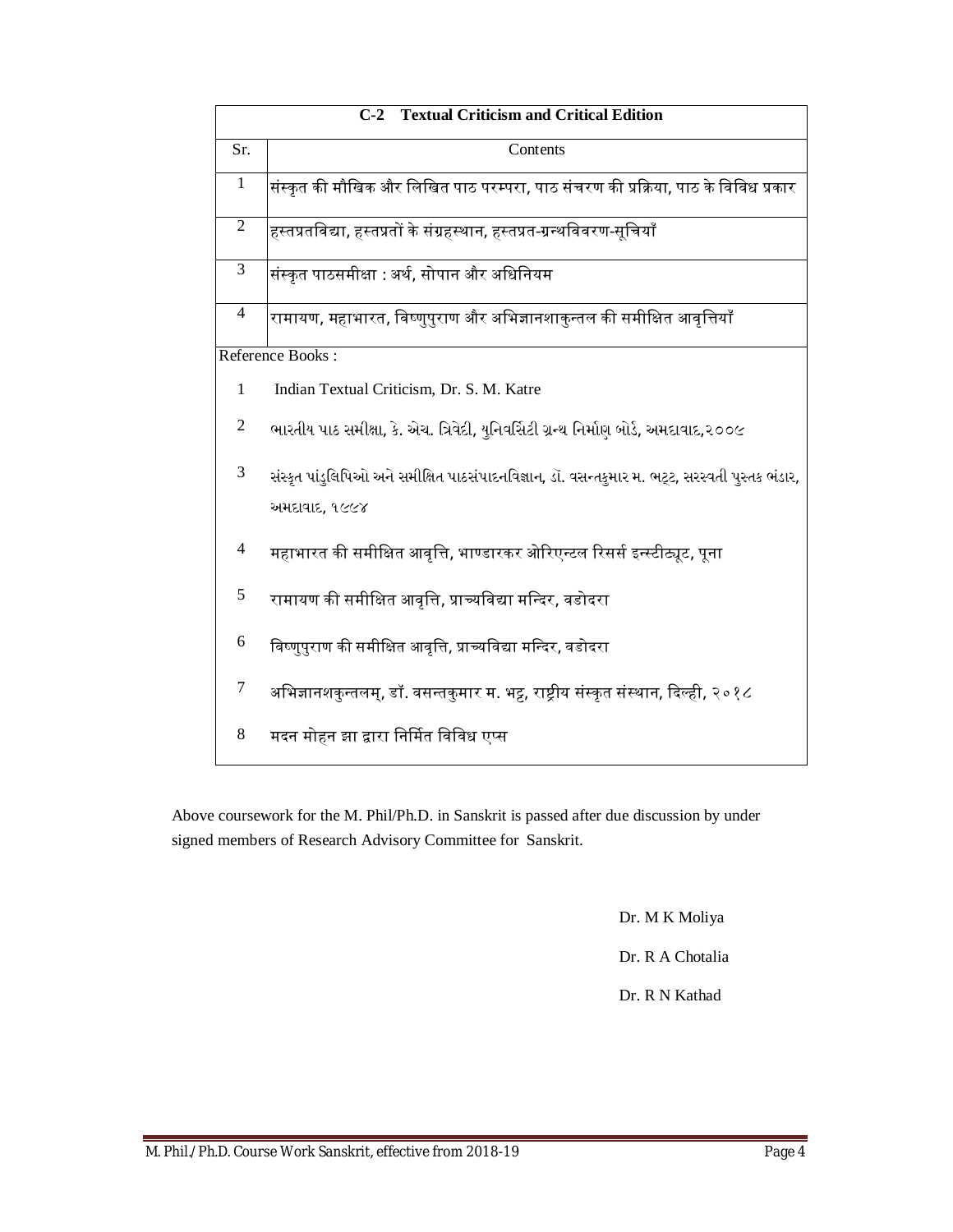| C-2 Textual Criticism and Critical Edition | |
|---|---|
| Sr. | Contents |
| 1 | संस्कृत की मौखिक और लिखित पाठ परम्परा, पाठ संचरण की प्रक्रिया, पाठ के विविध प्रकार |
| 2 | हस्तप्रतविद्या, हस्तप्रतों के संग्रहस्थान, हस्तप्रत-ग्रन्थविवरण-सूचियाँ |
| 3 | संस्कृत पाठसमीक्षा : अर्थ, सोपान और अधिनियम |
| 4 | रामायण, महाभारत, विष्णुपुराण और अभिज्ञानशाकुन्तल की समीक्षित आवृत्तियाँ |

Reference Books :

| | |
|---|---|
| 1 | Indian Textual Criticism, Dr. S. M. Katre |
| 2 | ભારતીય પાઠ સમીક્ષા, કે. એચ. ત્રિવેદી, યુનિવર્સિટી ગ્રન્થ નિર્માણ બોર્ડ, અમદાવાદ,૨૦૦૯ |
| 3 | સંસ્કૃત પાંડુલિપિઓ અને સમીક્ષિત પાઠસંપાદનવિજ્ઞાન, ડૉ. વસન્તકુમાર મ. ભટ્ટ, સરસ્વતી પુસ્તક ભંડાર, અમદાવાદ, ૧૯૯૪ |
| 4 | महाभारत की समीक्षित आवृत्ति, भाण्डारकर ओरिएन्टल रिसर्स इन्स्टीट्यूट, पूना |
| 5 | रामायण की समीक्षित आवृत्ति, प्राच्यविद्या मन्दिर, वडोदरा |
| 6 | विष्णुपुराण की समीक्षित आवृत्ति, प्राच्यविद्या मन्दिर, वडोदरा |
| 7 | अभिज्ञानशकुन्तलम्, डॉ. वसन्तकुमार म. भट्ट, राष्ट्रीय संस्कृत संस्थान, दिल्ही, २०१८ |
| 8 | मदन मोहन झा द्वारा निर्मित विविध एप्स |

Above coursework for the M. Phil/Ph.D. in Sanskrit is passed after due discussion by under signed members of Research Advisory Committee for Sanskrit.

Dr. M K Moliya

Dr. R A Chotalia

Dr. R N Kathad